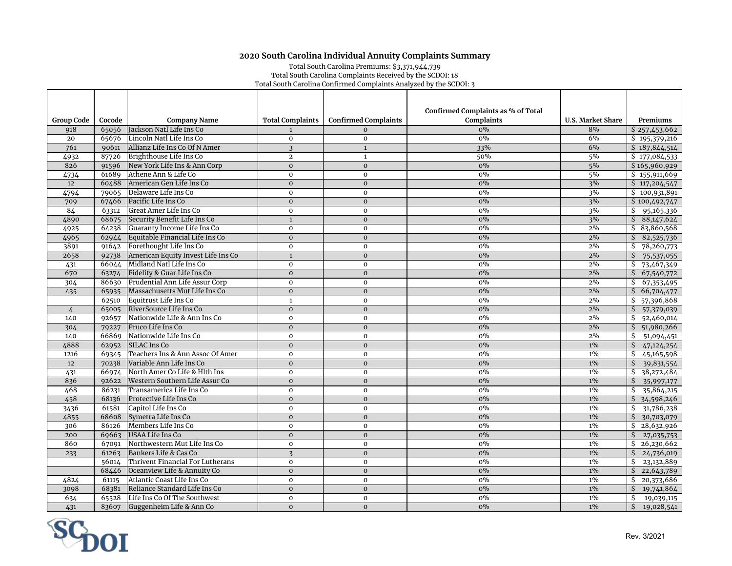## 2020 South Carolina Individual Annuity Complaints Summary

Total South Carolina Premiums: $3,371,944,739
Total South Carolina Complaints Received by the SCDOI: 18
Total South Carolina Confirmed Complaints Analyzed by the SCDOI: 3

| Group Code | Cocode | Company Name | Total Complaints | Confirmed Complaints | Confirmed Complaints as % of Total Complaints | U.S. Market Share | Premiums |
|---|---|---|---|---|---|---|---|
| 918 | 65056 | Jackson Natl Life Ins Co | 1 | 0 | 0% | 8% | $ 257,453,662 |
| 20 | 65676 | Lincoln Natl Life Ins Co | 0 | 0 | 0% | 6% | $ 195,379,216 |
| 761 | 90611 | Allianz Life Ins Co Of N Amer | 3 | 1 | 33% | 6% | $ 187,844,514 |
| 4932 | 87726 | Brighthouse Life Ins Co | 2 | 1 | 50% | 5% | $ 177,084,533 |
| 826 | 91596 | New York Life Ins & Ann Corp | 0 | 0 | 0% | 5% | $ 165,960,929 |
| 4734 | 61689 | Athene Ann & Life Co | 0 | 0 | 0% | 5% | $ 155,911,669 |
| 12 | 60488 | American Gen Life Ins Co | 0 | 0 | 0% | 3% | $ 117,204,547 |
| 4794 | 79065 | Delaware Life Ins Co | 0 | 0 | 0% | 3% | $ 100,931,891 |
| 709 | 67466 | Pacific Life Ins Co | 0 | 0 | 0% | 3% | $ 100,492,747 |
| 84 | 63312 | Great Amer Life Ins Co | 0 | 0 | 0% | 3% | $ 95,165,336 |
| 4890 | 68675 | Security Benefit Life Ins Co | 1 | 0 | 0% | 3% | $ 88,147,624 |
| 4925 | 64238 | Guaranty Income Life Ins Co | 0 | 0 | 0% | 2% | $ 83,860,568 |
| 4965 | 62944 | Equitable Financial Life Ins Co | 0 | 0 | 0% | 2% | $ 82,525,736 |
| 3891 | 91642 | Forethought Life Ins Co | 0 | 0 | 0% | 2% | $ 78,260,773 |
| 2658 | 92738 | American Equity Invest Life Ins Co | 1 | 0 | 0% | 2% | $ 75,537,055 |
| 431 | 66044 | Midland Natl Life Ins Co | 0 | 0 | 0% | 2% | $ 73,467,349 |
| 670 | 63274 | Fidelity & Guar Life Ins Co | 0 | 0 | 0% | 2% | $ 67,540,772 |
| 304 | 86630 | Prudential Ann Life Assur Corp | 0 | 0 | 0% | 2% | $ 67,353,495 |
| 435 | 65935 | Massachusetts Mut Life Ins Co | 0 | 0 | 0% | 2% | $ 66,704,477 |
| | 62510 | Equitrust Life Ins Co | 1 | 0 | 0% | 2% | $ 57,396,868 |
| 4 | 65005 | RiverSource Life Ins Co | 0 | 0 | 0% | 2% | $ 57,379,039 |
| 140 | 92657 | Nationwide Life & Ann Ins Co | 0 | 0 | 0% | 2% | $ 52,460,014 |
| 304 | 79227 | Pruco Life Ins Co | 0 | 0 | 0% | 2% | $ 51,980,266 |
| 140 | 66869 | Nationwide Life Ins Co | 0 | 0 | 0% | 2% | $ 51,094,451 |
| 4888 | 62952 | SILAC Ins Co | 0 | 0 | 0% | 1% | $ 47,124,254 |
| 1216 | 69345 | Teachers Ins & Ann Assoc Of Amer | 0 | 0 | 0% | 1% | $ 45,165,598 |
| 12 | 70238 | Variable Ann Life Ins Co | 0 | 0 | 0% | 1% | $ 39,831,554 |
| 431 | 66974 | North Amer Co Life & Hlth Ins | 0 | 0 | 0% | 1% | $ 38,272,484 |
| 836 | 92622 | Western Southern Life Assur Co | 0 | 0 | 0% | 1% | $ 35,997,177 |
| 468 | 86231 | Transamerica Life Ins Co | 0 | 0 | 0% | 1% | $ 35,864,215 |
| 458 | 68136 | Protective Life Ins Co | 0 | 0 | 0% | 1% | $ 34,598,246 |
| 3436 | 61581 | Capitol Life Ins Co | 0 | 0 | 0% | 1% | $ 31,786,238 |
| 4855 | 68608 | Symetra Life Ins Co | 0 | 0 | 0% | 1% | $ 30,703,079 |
| 306 | 86126 | Members Life Ins Co | 0 | 0 | 0% | 1% | $ 28,632,926 |
| 200 | 69663 | USAA Life Ins Co | 0 | 0 | 0% | 1% | $ 27,035,753 |
| 860 | 67091 | Northwestern Mut Life Ins Co | 0 | 0 | 0% | 1% | $ 26,230,662 |
| 233 | 61263 | Bankers Life & Cas Co | 3 | 0 | 0% | 1% | $ 24,736,019 |
| | 56014 | Thrivent Financial For Lutherans | 0 | 0 | 0% | 1% | $ 23,132,889 |
| | 68446 | Oceanview Life & Annuity Co | 0 | 0 | 0% | 1% | $ 22,643,789 |
| 4824 | 61115 | Atlantic Coast Life Ins Co | 0 | 0 | 0% | 1% | $ 20,373,686 |
| 3098 | 68381 | Reliance Standard Life Ins Co | 0 | 0 | 0% | 1% | $ 19,741,864 |
| 634 | 65528 | Life Ins Co Of The Southwest | 0 | 0 | 0% | 1% | $ 19,039,115 |
| 431 | 83607 | Guggenheim Life & Ann Co | 0 | 0 | 0% | 1% | $ 19,028,541 |

SCDOI

Rev. 3/2021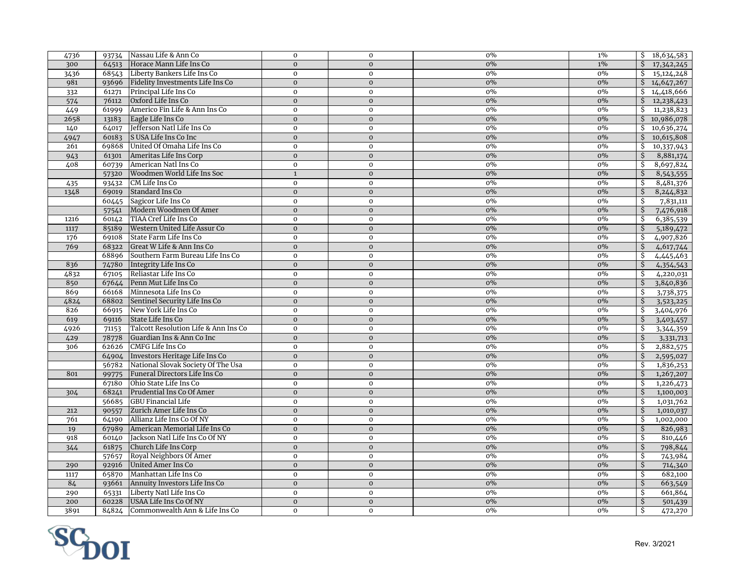| | | | | | | | |
|---|---|---|---|---|---|---|---|
| 4736 | 93734 | Nassau Life & Ann Co | 0 | 0 | 0% | 1% | $ 18,634,583 |
| 300 | 64513 | Horace Mann Life Ins Co | 0 | 0 | 0% | 1% | $ 17,342,245 |
| 3436 | 68543 | Liberty Bankers Life Ins Co | 0 | 0 | 0% | 0% | $ 15,124,248 |
| 981 | 93696 | Fidelity Investments Life Ins Co | 0 | 0 | 0% | 0% | $ 14,647,267 |
| 332 | 61271 | Principal Life Ins Co | 0 | 0 | 0% | 0% | $ 14,418,666 |
| 574 | 76112 | Oxford Life Ins Co | 0 | 0 | 0% | 0% | $ 12,238,423 |
| 449 | 61999 | Americo Fin Life & Ann Ins Co | 0 | 0 | 0% | 0% | $ 11,238,823 |
| 2658 | 13183 | Eagle Life Ins Co | 0 | 0 | 0% | 0% | $ 10,986,078 |
| 140 | 64017 | Jefferson Natl Life Ins Co | 0 | 0 | 0% | 0% | $ 10,636,274 |
| 4947 | 60183 | S USA Life Ins Co Inc | 0 | 0 | 0% | 0% | $ 10,615,808 |
| 261 | 69868 | United Of Omaha Life Ins Co | 0 | 0 | 0% | 0% | $ 10,337,943 |
| 943 | 61301 | Ameritas Life Ins Corp | 0 | 0 | 0% | 0% | $ 8,881,174 |
| 408 | 60739 | American Natl Ins Co | 0 | 0 | 0% | 0% | $ 8,697,824 |
| | 57320 | Woodmen World Life Ins Soc | 1 | 0 | 0% | 0% | $ 8,543,555 |
| 435 | 93432 | CM Life Ins Co | 0 | 0 | 0% | 0% | $ 8,481,376 |
| 1348 | 69019 | Standard Ins Co | 0 | 0 | 0% | 0% | $ 8,244,832 |
| | 60445 | Sagicor Life Ins Co | 0 | 0 | 0% | 0% | $ 7,831,111 |
| | 57541 | Modern Woodmen Of Amer | 0 | 0 | 0% | 0% | $ 7,476,918 |
| 1216 | 60142 | TIAA Cref Life Ins Co | 0 | 0 | 0% | 0% | $ 6,385,539 |
| 1117 | 85189 | Western United Life Assur Co | 0 | 0 | 0% | 0% | $ 5,189,472 |
| 176 | 69108 | State Farm Life Ins Co | 0 | 0 | 0% | 0% | $ 4,907,826 |
| 769 | 68322 | Great W Life & Ann Ins Co | 0 | 0 | 0% | 0% | $ 4,617,744 |
| | 68896 | Southern Farm Bureau Life Ins Co | 0 | 0 | 0% | 0% | $ 4,445,463 |
| 836 | 74780 | Integrity Life Ins Co | 0 | 0 | 0% | 0% | $ 4,354,543 |
| 4832 | 67105 | Reliastar Life Ins Co | 0 | 0 | 0% | 0% | $ 4,220,031 |
| 850 | 67644 | Penn Mut Life Ins Co | 0 | 0 | 0% | 0% | $ 3,840,836 |
| 869 | 66168 | Minnesota Life Ins Co | 0 | 0 | 0% | 0% | $ 3,738,375 |
| 4824 | 68802 | Sentinel Security Life Ins Co | 0 | 0 | 0% | 0% | $ 3,523,225 |
| 826 | 66915 | New York Life Ins Co | 0 | 0 | 0% | 0% | $ 3,404,976 |
| 619 | 69116 | State Life Ins Co | 0 | 0 | 0% | 0% | $ 3,403,457 |
| 4926 | 71153 | Talcott Resolution Life & Ann Ins Co | 0 | 0 | 0% | 0% | $ 3,344,359 |
| 429 | 78778 | Guardian Ins & Ann Co Inc | 0 | 0 | 0% | 0% | $ 3,331,713 |
| 306 | 62626 | CMFG Life Ins Co | 0 | 0 | 0% | 0% | $ 2,882,575 |
| | 64904 | Investors Heritage Life Ins Co | 0 | 0 | 0% | 0% | $ 2,595,027 |
| | 56782 | National Slovak Society Of The Usa | 0 | 0 | 0% | 0% | $ 1,836,253 |
| 801 | 99775 | Funeral Directors Life Ins Co | 0 | 0 | 0% | 0% | $ 1,267,207 |
| | 67180 | Ohio State Life Ins Co | 0 | 0 | 0% | 0% | $ 1,226,473 |
| 304 | 68241 | Prudential Ins Co Of Amer | 0 | 0 | 0% | 0% | $ 1,100,003 |
| | 56685 | GBU Financial Life | 0 | 0 | 0% | 0% | $ 1,031,762 |
| 212 | 90557 | Zurich Amer Life Ins Co | 0 | 0 | 0% | 0% | $ 1,010,037 |
| 761 | 64190 | Allianz Life Ins Co Of NY | 0 | 0 | 0% | 0% | $ 1,002,000 |
| 19 | 67989 | American Memorial Life Ins Co | 0 | 0 | 0% | 0% | $ 826,983 |
| 918 | 60140 | Jackson Natl Life Ins Co Of NY | 0 | 0 | 0% | 0% | $ 810,446 |
| 344 | 61875 | Church Life Ins Corp | 0 | 0 | 0% | 0% | $ 798,844 |
| | 57657 | Royal Neighbors Of Amer | 0 | 0 | 0% | 0% | $ 743,984 |
| 290 | 92916 | United Amer Ins Co | 0 | 0 | 0% | 0% | $ 714,340 |
| 1117 | 65870 | Manhattan Life Ins Co | 0 | 0 | 0% | 0% | $ 682,100 |
| 84 | 93661 | Annuity Investors Life Ins Co | 0 | 0 | 0% | 0% | $ 663,549 |
| 290 | 65331 | Liberty Natl Life Ins Co | 0 | 0 | 0% | 0% | $ 661,864 |
| 200 | 60228 | USAA Life Ins Co Of NY | 0 | 0 | 0% | 0% | $ 501,439 |
| 3891 | 84824 | Commonwealth Ann & Life Ins Co | 0 | 0 | 0% | 0% | $ 472,270 |

SCDOI

Rev. 3/2021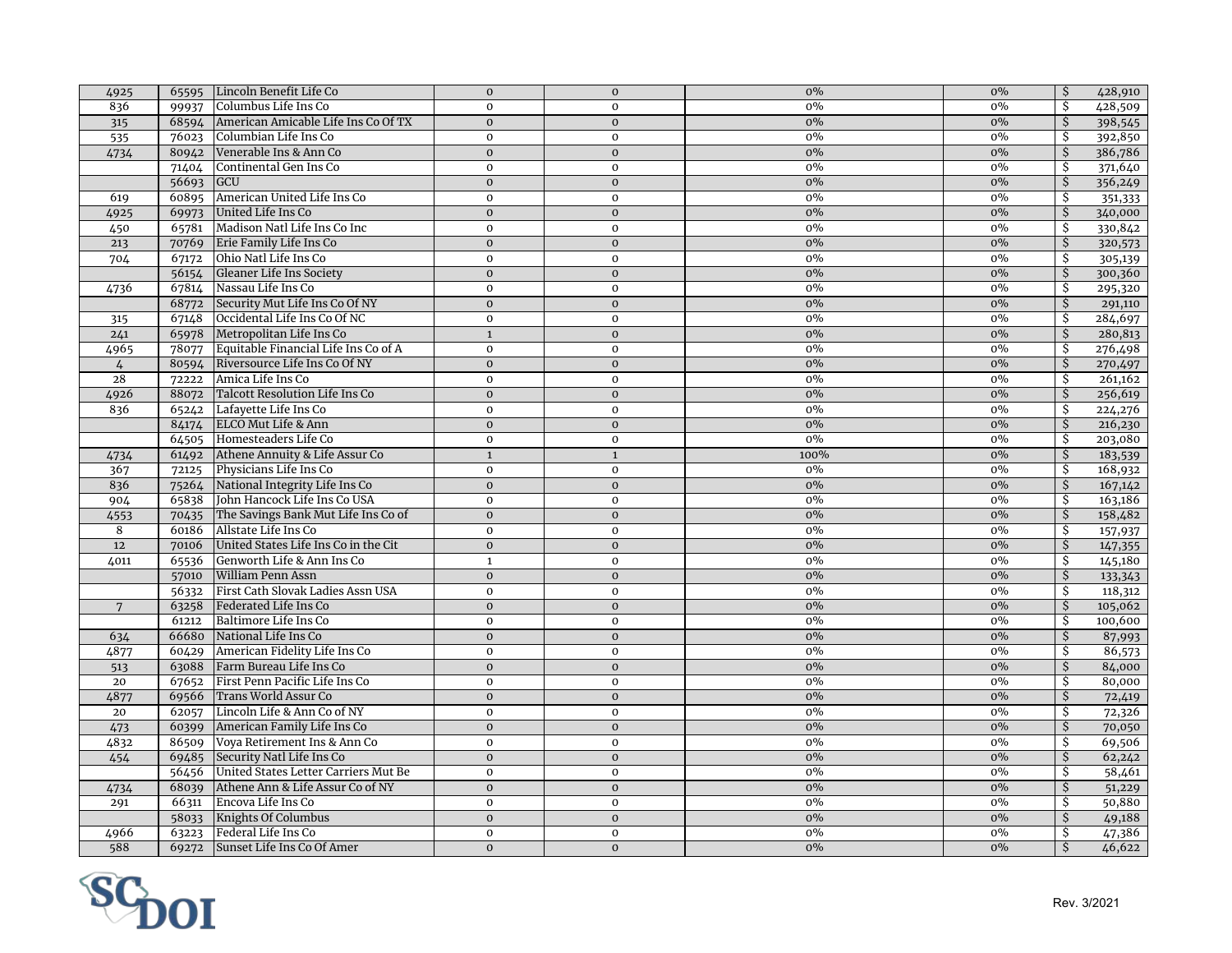| | | | | | | | |
|---|---|---|---|---|---|---|---|
| 4925 | 65595 | Lincoln Benefit Life Co | 0 | 0 | 0% | 0% | $ 428,910 |
| 836 | 99937 | Columbus Life Ins Co | 0 | 0 | 0% | 0% | $ 428,509 |
| 315 | 68594 | American Amicable Life Ins Co Of TX | 0 | 0 | 0% | 0% | $ 398,545 |
| 535 | 76023 | Columbian Life Ins Co | 0 | 0 | 0% | 0% | $ 392,850 |
| 4734 | 80942 | Venerable Ins & Ann Co | 0 | 0 | 0% | 0% | $ 386,786 |
| | 71404 | Continental Gen Ins Co | 0 | 0 | 0% | 0% | $ 371,640 |
| | 56693 | GCU | 0 | 0 | 0% | 0% | $ 356,249 |
| 619 | 60895 | American United Life Ins Co | 0 | 0 | 0% | 0% | $ 351,333 |
| 4925 | 69973 | United Life Ins Co | 0 | 0 | 0% | 0% | $ 340,000 |
| 450 | 65781 | Madison Natl Life Ins Co Inc | 0 | 0 | 0% | 0% | $ 330,842 |
| 213 | 70769 | Erie Family Life Ins Co | 0 | 0 | 0% | 0% | $ 320,573 |
| 704 | 67172 | Ohio Natl Life Ins Co | 0 | 0 | 0% | 0% | $ 305,139 |
| | 56154 | Gleaner Life Ins Society | 0 | 0 | 0% | 0% | $ 300,360 |
| 4736 | 67814 | Nassau Life Ins Co | 0 | 0 | 0% | 0% | $ 295,320 |
| | 68772 | Security Mut Life Ins Co Of NY | 0 | 0 | 0% | 0% | $ 291,110 |
| 315 | 67148 | Occidental Life Ins Co Of NC | 0 | 0 | 0% | 0% | $ 284,697 |
| 241 | 65978 | Metropolitan Life Ins Co | 1 | 0 | 0% | 0% | $ 280,813 |
| 4965 | 78077 | Equitable Financial Life Ins Co of A | 0 | 0 | 0% | 0% | $ 276,498 |
| 4 | 80594 | Riversource Life Ins Co Of NY | 0 | 0 | 0% | 0% | $ 270,497 |
| 28 | 72222 | Amica Life Ins Co | 0 | 0 | 0% | 0% | $ 261,162 |
| 4926 | 88072 | Talcott Resolution Life Ins Co | 0 | 0 | 0% | 0% | $ 256,619 |
| 836 | 65242 | Lafayette Life Ins Co | 0 | 0 | 0% | 0% | $ 224,276 |
| | 84174 | ELCO Mut Life & Ann | 0 | 0 | 0% | 0% | $ 216,230 |
| | 64505 | Homesteaders Life Co | 0 | 0 | 0% | 0% | $ 203,080 |
| 4734 | 61492 | Athene Annuity & Life Assur Co | 1 | 1 | 100% | 0% | $ 183,539 |
| 367 | 72125 | Physicians Life Ins Co | 0 | 0 | 0% | 0% | $ 168,932 |
| 836 | 75264 | National Integrity Life Ins Co | 0 | 0 | 0% | 0% | $ 167,142 |
| 904 | 65838 | John Hancock Life Ins Co USA | 0 | 0 | 0% | 0% | $ 163,186 |
| 4553 | 70435 | The Savings Bank Mut Life Ins Co of | 0 | 0 | 0% | 0% | $ 158,482 |
| 8 | 60186 | Allstate Life Ins Co | 0 | 0 | 0% | 0% | $ 157,937 |
| 12 | 70106 | United States Life Ins Co in the Cit | 0 | 0 | 0% | 0% | $ 147,355 |
| 4011 | 65536 | Genworth Life & Ann Ins Co | 1 | 0 | 0% | 0% | $ 145,180 |
| | 57010 | William Penn Assn | 0 | 0 | 0% | 0% | $ 133,343 |
| | 56332 | First Cath Slovak Ladies Assn USA | 0 | 0 | 0% | 0% | $ 118,312 |
| 7 | 63258 | Federated Life Ins Co | 0 | 0 | 0% | 0% | $ 105,062 |
| | 61212 | Baltimore Life Ins Co | 0 | 0 | 0% | 0% | $ 100,600 |
| 634 | 66680 | National Life Ins Co | 0 | 0 | 0% | 0% | $ 87,993 |
| 4877 | 60429 | American Fidelity Life Ins Co | 0 | 0 | 0% | 0% | $ 86,573 |
| 513 | 63088 | Farm Bureau Life Ins Co | 0 | 0 | 0% | 0% | $ 84,000 |
| 20 | 67652 | First Penn Pacific Life Ins Co | 0 | 0 | 0% | 0% | $ 80,000 |
| 4877 | 69566 | Trans World Assur Co | 0 | 0 | 0% | 0% | $ 72,419 |
| 20 | 62057 | Lincoln Life & Ann Co of NY | 0 | 0 | 0% | 0% | $ 72,326 |
| 473 | 60399 | American Family Life Ins Co | 0 | 0 | 0% | 0% | $ 70,050 |
| 4832 | 86509 | Voya Retirement Ins & Ann Co | 0 | 0 | 0% | 0% | $ 69,506 |
| 454 | 69485 | Security Natl Life Ins Co | 0 | 0 | 0% | 0% | $ 62,242 |
| | 56456 | United States Letter Carriers Mut Be | 0 | 0 | 0% | 0% | $ 58,461 |
| 4734 | 68039 | Athene Ann & Life Assur Co of NY | 0 | 0 | 0% | 0% | $ 51,229 |
| 291 | 66311 | Encova Life Ins Co | 0 | 0 | 0% | 0% | $ 50,880 |
| | 58033 | Knights Of Columbus | 0 | 0 | 0% | 0% | $ 49,188 |
| 4966 | 63223 | Federal Life Ins Co | 0 | 0 | 0% | 0% | $ 47,386 |
| 588 | 69272 | Sunset Life Ins Co Of Amer | 0 | 0 | 0% | 0% | $ 46,622 |

SCDOI

Rev. 3/2021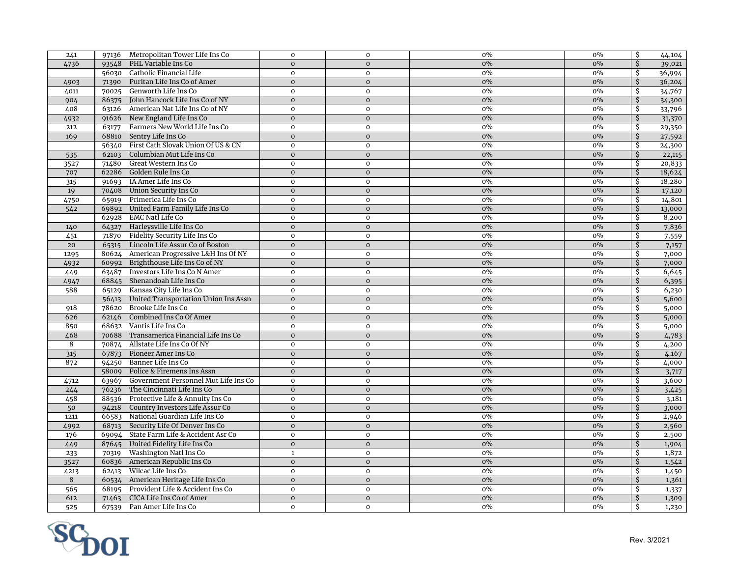| | | | | | | | |
|---|---|---|---|---|---|---|---|
| 241 | 97136 | Metropolitan Tower Life Ins Co | 0 | 0 | 0% | 0% | $ 44,104 |
| 4736 | 93548 | PHL Variable Ins Co | 0 | 0 | 0% | 0% | $ 39,021 |
| | 56030 | Catholic Financial Life | 0 | 0 | 0% | 0% | $ 36,994 |
| 4903 | 71390 | Puritan Life Ins Co of Amer | 0 | 0 | 0% | 0% | $ 36,204 |
| 4011 | 70025 | Genworth Life Ins Co | 0 | 0 | 0% | 0% | $ 34,767 |
| 904 | 86375 | John Hancock Life Ins Co of NY | 0 | 0 | 0% | 0% | $ 34,300 |
| 408 | 63126 | American Nat Life Ins Co of NY | 0 | 0 | 0% | 0% | $ 33,796 |
| 4932 | 91626 | New England Life Ins Co | 0 | 0 | 0% | 0% | $ 31,370 |
| 212 | 63177 | Farmers New World Life Ins Co | 0 | 0 | 0% | 0% | $ 29,350 |
| 169 | 68810 | Sentry Life Ins Co | 0 | 0 | 0% | 0% | $ 27,592 |
| | 56340 | First Cath Slovak Union Of US & CN | 0 | 0 | 0% | 0% | $ 24,300 |
| 535 | 62103 | Columbian Mut Life Ins Co | 0 | 0 | 0% | 0% | $ 22,115 |
| 3527 | 71480 | Great Western Ins Co | 0 | 0 | 0% | 0% | $ 20,833 |
| 707 | 62286 | Golden Rule Ins Co | 0 | 0 | 0% | 0% | $ 18,624 |
| 315 | 91693 | IA Amer Life Ins Co | 0 | 0 | 0% | 0% | $ 18,280 |
| 19 | 70408 | Union Security Ins Co | 0 | 0 | 0% | 0% | $ 17,120 |
| 4750 | 65919 | Primerica Life Ins Co | 0 | 0 | 0% | 0% | $ 14,801 |
| 542 | 69892 | United Farm Family Life Ins Co | 0 | 0 | 0% | 0% | $ 13,000 |
| | 62928 | EMC Natl Life Co | 0 | 0 | 0% | 0% | $ 8,200 |
| 140 | 64327 | Harleysville Life Ins Co | 0 | 0 | 0% | 0% | $ 7,836 |
| 451 | 71870 | Fidelity Security Life Ins Co | 0 | 0 | 0% | 0% | $ 7,559 |
| 20 | 65315 | Lincoln Life Assur Co of Boston | 0 | 0 | 0% | 0% | $ 7,157 |
| 1295 | 80624 | American Progressive L&H Ins Of NY | 0 | 0 | 0% | 0% | $ 7,000 |
| 4932 | 60992 | Brighthouse Life Ins Co of NY | 0 | 0 | 0% | 0% | $ 7,000 |
| 449 | 63487 | Investors Life Ins Co N Amer | 0 | 0 | 0% | 0% | $ 6,645 |
| 4947 | 68845 | Shenandoah Life Ins Co | 0 | 0 | 0% | 0% | $ 6,395 |
| 588 | 65129 | Kansas City Life Ins Co | 0 | 0 | 0% | 0% | $ 6,230 |
| | 56413 | United Transportation Union Ins Assn | 0 | 0 | 0% | 0% | $ 5,600 |
| 918 | 78620 | Brooke Life Ins Co | 0 | 0 | 0% | 0% | $ 5,000 |
| 626 | 62146 | Combined Ins Co Of Amer | 0 | 0 | 0% | 0% | $ 5,000 |
| 850 | 68632 | Vantis Life Ins Co | 0 | 0 | 0% | 0% | $ 5,000 |
| 468 | 70688 | Transamerica Financial Life Ins Co | 0 | 0 | 0% | 0% | $ 4,783 |
| 8 | 70874 | Allstate Life Ins Co Of NY | 0 | 0 | 0% | 0% | $ 4,200 |
| 315 | 67873 | Pioneer Amer Ins Co | 0 | 0 | 0% | 0% | $ 4,167 |
| 872 | 94250 | Banner Life Ins Co | 0 | 0 | 0% | 0% | $ 4,000 |
| | 58009 | Police & Firemens Ins Assn | 0 | 0 | 0% | 0% | $ 3,717 |
| 4712 | 63967 | Government Personnel Mut Life Ins Co | 0 | 0 | 0% | 0% | $ 3,600 |
| 244 | 76236 | The Cincinnati Life Ins Co | 0 | 0 | 0% | 0% | $ 3,425 |
| 458 | 88536 | Protective Life & Annuity Ins Co | 0 | 0 | 0% | 0% | $ 3,181 |
| 50 | 94218 | Country Investors Life Assur Co | 0 | 0 | 0% | 0% | $ 3,000 |
| 1211 | 66583 | National Guardian Life Ins Co | 0 | 0 | 0% | 0% | $ 2,946 |
| 4992 | 68713 | Security Life Of Denver Ins Co | 0 | 0 | 0% | 0% | $ 2,560 |
| 176 | 69094 | State Farm Life & Accident Asr Co | 0 | 0 | 0% | 0% | $ 2,500 |
| 449 | 87645 | United Fidelity Life Ins Co | 0 | 0 | 0% | 0% | $ 1,904 |
| 233 | 70319 | Washington Natl Ins Co | 1 | 0 | 0% | 0% | $ 1,872 |
| 3527 | 60836 | American Republic Ins Co | 0 | 0 | 0% | 0% | $ 1,542 |
| 4213 | 62413 | Wilcac Life Ins Co | 0 | 0 | 0% | 0% | $ 1,450 |
| 8 | 60534 | American Heritage Life Ins Co | 0 | 0 | 0% | 0% | $ 1,361 |
| 565 | 68195 | Provident Life & Accident Ins Co | 0 | 0 | 0% | 0% | $ 1,337 |
| 612 | 71463 | CICA Life Ins Co of Amer | 0 | 0 | 0% | 0% | $ 1,309 |
| 525 | 67539 | Pan Amer Life Ins Co | 0 | 0 | 0% | 0% | $ 1,230 |

SCDOI

Rev. 3/2021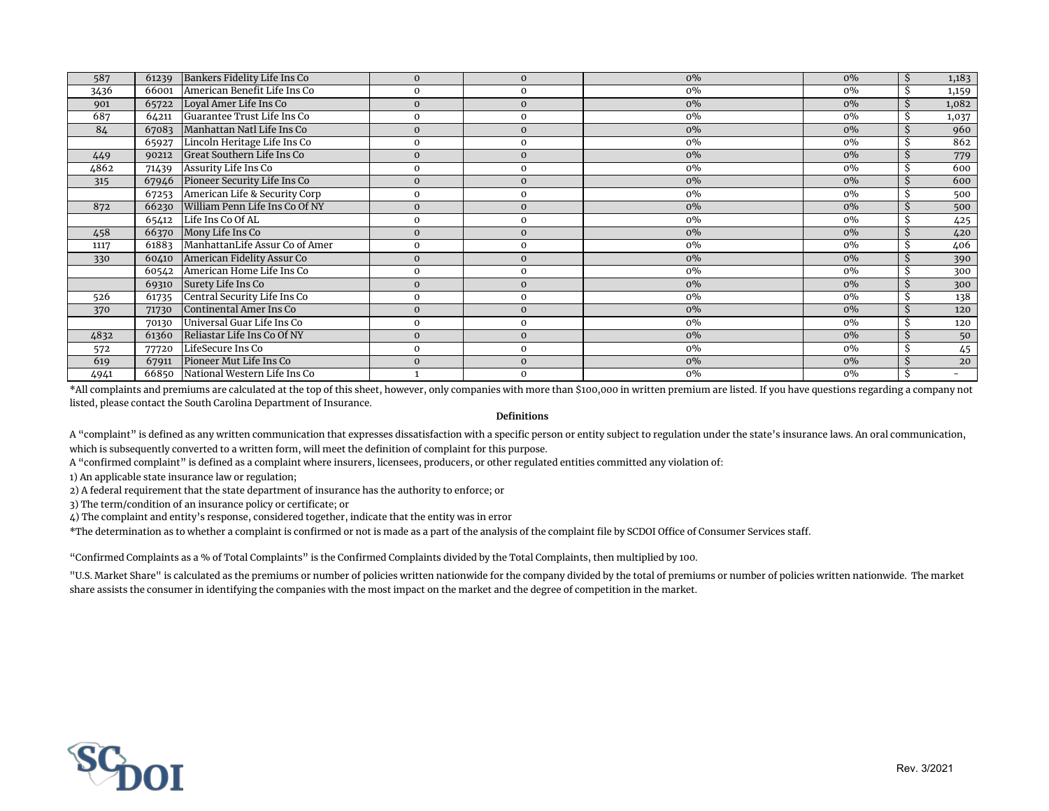| | | | | | | | |
|---|---|---|---|---|---|---|---|
| 587 | 61239 | Bankers Fidelity Life Ins Co | 0 | 0 | 0% | 0% | $ 1,183 |
| 3436 | 66001 | American Benefit Life Ins Co | 0 | 0 | 0% | 0% | $ 1,159 |
| 901 | 65722 | Loyal Amer Life Ins Co | 0 | 0 | 0% | 0% | $ 1,082 |
| 687 | 64211 | Guarantee Trust Life Ins Co | 0 | 0 | 0% | 0% | $ 1,037 |
| 84 | 67083 | Manhattan Natl Life Ins Co | 0 | 0 | 0% | 0% | $ 960 |
| | 65927 | Lincoln Heritage Life Ins Co | 0 | 0 | 0% | 0% | $ 862 |
| 449 | 90212 | Great Southern Life Ins Co | 0 | 0 | 0% | 0% | $ 779 |
| 4862 | 71439 | Assurity Life Ins Co | 0 | 0 | 0% | 0% | $ 600 |
| 315 | 67946 | Pioneer Security Life Ins Co | 0 | 0 | 0% | 0% | $ 600 |
| | 67253 | American Life & Security Corp | 0 | 0 | 0% | 0% | $ 500 |
| 872 | 66230 | William Penn Life Ins Co Of NY | 0 | 0 | 0% | 0% | $ 500 |
| | 65412 | Life Ins Co Of AL | 0 | 0 | 0% | 0% | $ 425 |
| 458 | 66370 | Mony Life Ins Co | 0 | 0 | 0% | 0% | $ 420 |
| 1117 | 61883 | ManhattanLife Assur Co of Amer | 0 | 0 | 0% | 0% | $ 406 |
| 330 | 60410 | American Fidelity Assur Co | 0 | 0 | 0% | 0% | $ 390 |
| | 60542 | American Home Life Ins Co | 0 | 0 | 0% | 0% | $ 300 |
| | 69310 | Surety Life Ins Co | 0 | 0 | 0% | 0% | $ 300 |
| 526 | 61735 | Central Security Life Ins Co | 0 | 0 | 0% | 0% | $ 138 |
| 370 | 71730 | Continental Amer Ins Co | 0 | 0 | 0% | 0% | $ 120 |
| | 70130 | Universal Guar Life Ins Co | 0 | 0 | 0% | 0% | $ 120 |
| 4832 | 61360 | Reliastar Life Ins Co Of NY | 0 | 0 | 0% | 0% | $ 50 |
| 572 | 77720 | LifeSecure Ins Co | 0 | 0 | 0% | 0% | $ 45 |
| 619 | 67911 | Pioneer Mut Life Ins Co | 0 | 0 | 0% | 0% | $ 20 |
| 4941 | 66850 | National Western Life Ins Co | 1 | 0 | 0% | 0% | $ - |

*All complaints and premiums are calculated at the top of this sheet, however, only companies with more than $100,000 in written premium are listed. If you have questions regarding a company not listed, please contact the South Carolina Department of Insurance.

**Definitions**

A "complaint" is defined as any written communication that expresses dissatisfaction with a specific person or entity subject to regulation under the state's insurance laws. An oral communication, which is subsequently converted to a written form, will meet the definition of complaint for this purpose.

A "confirmed complaint" is defined as a complaint where insurers, licensees, producers, or other regulated entities committed any violation of:

1) An applicable state insurance law or regulation;

2) A federal requirement that the state department of insurance has the authority to enforce; or

3) The term/condition of an insurance policy or certificate; or

4) The complaint and entity's response, considered together, indicate that the entity was in error

*The determination as to whether a complaint is confirmed or not is made as a part of the analysis of the complaint file by SCDOI Office of Consumer Services staff.

"Confirmed Complaints as a % of Total Complaints" is the Confirmed Complaints divided by the Total Complaints, then multiplied by 100.

"U.S. Market Share" is calculated as the premiums or number of policies written nationwide for the company divided by the total of premiums or number of policies written nationwide. The market share assists the consumer in identifying the companies with the most impact on the market and the degree of competition in the market.

SCDOI

Rev. 3/2021